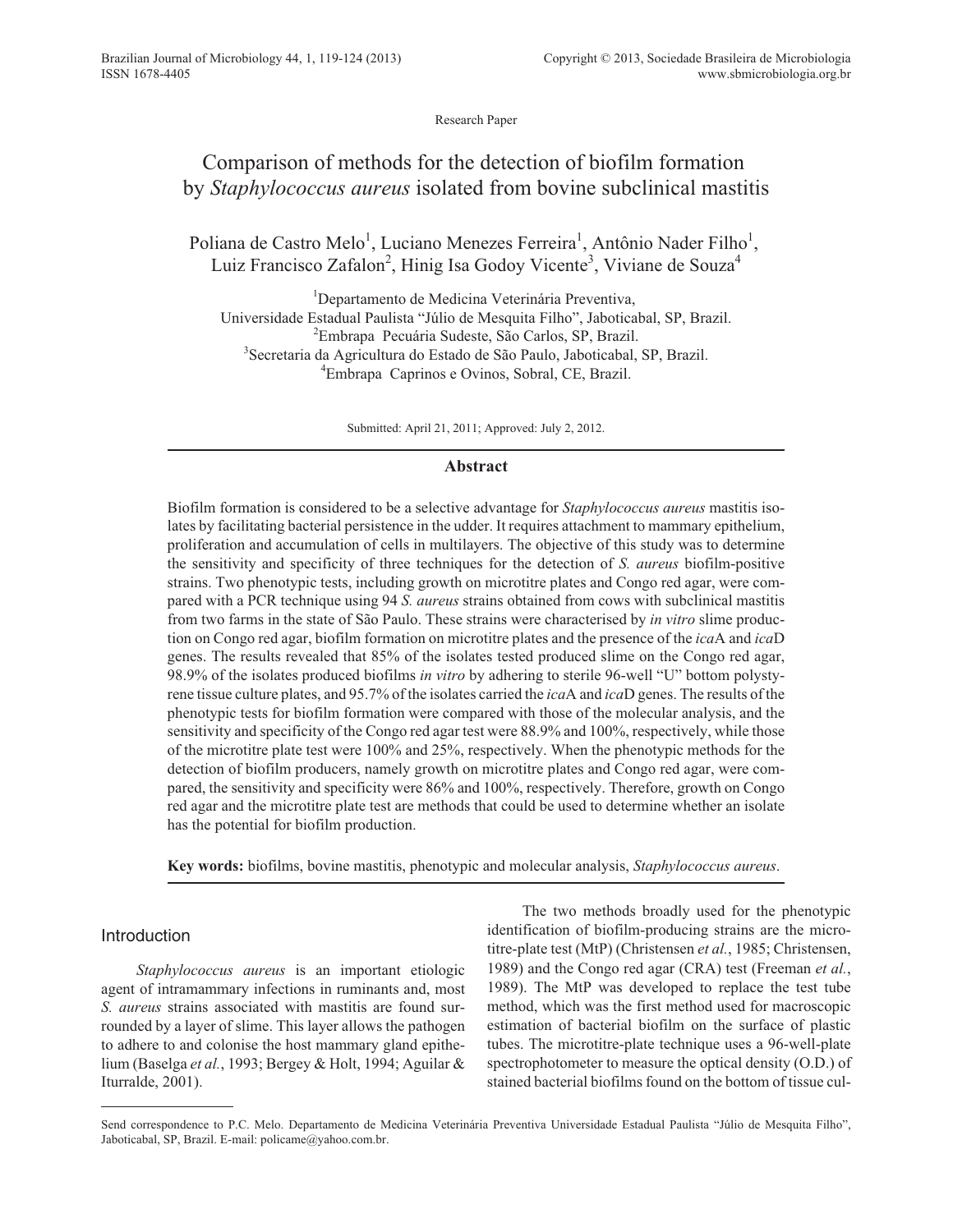Research Paper

# Comparison of methods for the detection of biofilm formation by *Staphylococcus aureus* isolated from bovine subclinical mastitis

Poliana de Castro Melo[1], Luciano Menezes Ferreira[1], Antônio Nader Filho[1], Luiz Francisco Zafalon[2], Hinig Isa Godoy Vicente[3], Viviane de Souza[4]

[1]Departamento de Medicina Veterinária Preventiva, Universidade Estadual Paulista "Júlio de Mesquita Filho", Jaboticabal, SP, Brazil.
[2]Embrapa Pecuária Sudeste, São Carlos, SP, Brazil.
[3]Secretaria da Agricultura do Estado de São Paulo, Jaboticabal, SP, Brazil.
[4]Embrapa Caprinos e Ovinos, Sobral, CE, Brazil.

Submitted: April 21, 2011; Approved: July 2, 2012.

## Abstract

Biofilm formation is considered to be a selective advantage for *Staphylococcus aureus* mastitis isolates by facilitating bacterial persistence in the udder. It requires attachment to mammary epithelium, proliferation and accumulation of cells in multilayers. The objective of this study was to determine the sensitivity and specificity of three techniques for the detection of *S. aureus* biofilm-positive strains. Two phenotypic tests, including growth on microtitre plates and Congo red agar, were compared with a PCR technique using 94 *S. aureus* strains obtained from cows with subclinical mastitis from two farms in the state of São Paulo. These strains were characterised by *in vitro* slime production on Congo red agar, biofilm formation on microtitre plates and the presence of the *ica*A and *ica*D genes. The results revealed that 85% of the isolates tested produced slime on the Congo red agar, 98.9% of the isolates produced biofilms *in vitro* by adhering to sterile 96-well "U" bottom polystyrene tissue culture plates, and 95.7% of the isolates carried the *ica*A and *ica*D genes. The results of the phenotypic tests for biofilm formation were compared with those of the molecular analysis, and the sensitivity and specificity of the Congo red agar test were 88.9% and 100%, respectively, while those of the microtitre plate test were 100% and 25%, respectively. When the phenotypic methods for the detection of biofilm producers, namely growth on microtitre plates and Congo red agar, were compared, the sensitivity and specificity were 86% and 100%, respectively. Therefore, growth on Congo red agar and the microtitre plate test are methods that could be used to determine whether an isolate has the potential for biofilm production.

**Key words:** biofilms, bovine mastitis, phenotypic and molecular analysis, *Staphylococcus aureus*.

## Introduction

*Staphylococcus aureus* is an important etiologic agent of intramammary infections in ruminants and, most *S. aureus* strains associated with mastitis are found surrounded by a layer of slime. This layer allows the pathogen to adhere to and colonise the host mammary gland epithelium (Baselga *et al.*, 1993; Bergey & Holt, 1994; Aguilar & Iturralde, 2001).

The two methods broadly used for the phenotypic identification of biofilm-producing strains are the microtitre-plate test (MtP) (Christensen *et al.*, 1985; Christensen, 1989) and the Congo red agar (CRA) test (Freeman *et al.*, 1989). The MtP was developed to replace the test tube method, which was the first method used for macroscopic estimation of bacterial biofilm on the surface of plastic tubes. The microtitre-plate technique uses a 96-well-plate spectrophotometer to measure the optical density (O.D.) of stained bacterial biofilms found on the bottom of tissue cul-

Send correspondence to P.C. Melo. Departamento de Medicina Veterinária Preventiva Universidade Estadual Paulista "Júlio de Mesquita Filho", Jaboticabal, SP, Brazil. E-mail: policame@yahoo.com.br.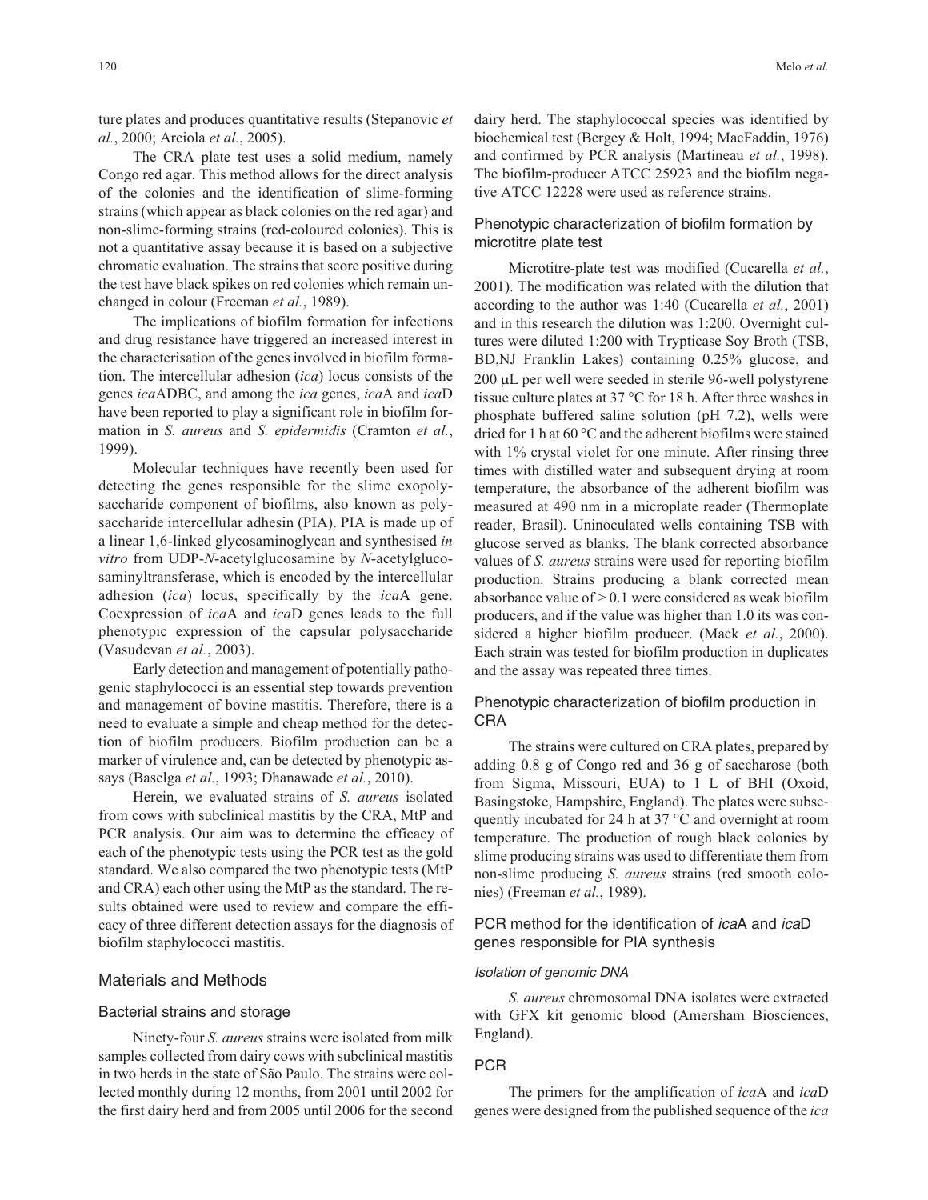ture plates and produces quantitative results (Stepanovic *et al.*, 2000; Arciola *et al.*, 2005).

The CRA plate test uses a solid medium, namely Congo red agar. This method allows for the direct analysis of the colonies and the identification of slime-forming strains (which appear as black colonies on the red agar) and non-slime-forming strains (red-coloured colonies). This is not a quantitative assay because it is based on a subjective chromatic evaluation. The strains that score positive during the test have black spikes on red colonies which remain unchanged in colour (Freeman *et al.*, 1989).

The implications of biofilm formation for infections and drug resistance have triggered an increased interest in the characterisation of the genes involved in biofilm formation. The intercellular adhesion (*ica*) locus consists of the genes *ica*ADBC, and among the *ica* genes, *ica*A and *ica*D have been reported to play a significant role in biofilm formation in *S. aureus* and *S. epidermidis* (Cramton *et al.*, 1999).

Molecular techniques have recently been used for detecting the genes responsible for the slime exopolysaccharide component of biofilms, also known as polysaccharide intercellular adhesin (PIA). PIA is made up of a linear 1,6-linked glycosaminoglycan and synthesised *in vitro* from UDP-*N*-acetylglucosamine by *N*-acetylglucosaminyltransferase, which is encoded by the intercellular adhesion (*ica*) locus, specifically by the *ica*A gene. Coexpression of *ica*A and *ica*D genes leads to the full phenotypic expression of the capsular polysaccharide (Vasudevan *et al.*, 2003).

Early detection and management of potentially pathogenic staphylococci is an essential step towards prevention and management of bovine mastitis. Therefore, there is a need to evaluate a simple and cheap method for the detection of biofilm producers. Biofilm production can be a marker of virulence and, can be detected by phenotypic assays (Baselga *et al.*, 1993; Dhanawade *et al.*, 2010).

Herein, we evaluated strains of *S. aureus* isolated from cows with subclinical mastitis by the CRA, MtP and PCR analysis. Our aim was to determine the efficacy of each of the phenotypic tests using the PCR test as the gold standard. We also compared the two phenotypic tests (MtP and CRA) each other using the MtP as the standard. The results obtained were used to review and compare the efficacy of three different detection assays for the diagnosis of biofilm staphylococci mastitis.

## Materials and Methods

### Bacterial strains and storage

Ninety-four *S. aureus* strains were isolated from milk samples collected from dairy cows with subclinical mastitis in two herds in the state of São Paulo. The strains were collected monthly during 12 months, from 2001 until 2002 for the first dairy herd and from 2005 until 2006 for the second dairy herd. The staphylococcal species was identified by biochemical test (Bergey & Holt, 1994; MacFaddin, 1976) and confirmed by PCR analysis (Martineau *et al.*, 1998). The biofilm-producer ATCC 25923 and the biofilm negative ATCC 12228 were used as reference strains.

### Phenotypic characterization of biofilm formation by microtitre plate test

Microtitre-plate test was modified (Cucarella *et al.*, 2001). The modification was related with the dilution that according to the author was 1:40 (Cucarella *et al.*, 2001) and in this research the dilution was 1:200. Overnight cultures were diluted 1:200 with Trypticase Soy Broth (TSB, BD,NJ Franklin Lakes) containing 0.25% glucose, and 200 μL per well were seeded in sterile 96-well polystyrene tissue culture plates at 37 °C for 18 h. After three washes in phosphate buffered saline solution (pH 7.2), wells were dried for 1 h at 60 °C and the adherent biofilms were stained with 1% crystal violet for one minute. After rinsing three times with distilled water and subsequent drying at room temperature, the absorbance of the adherent biofilm was measured at 490 nm in a microplate reader (Thermoplate reader, Brasil). Uninoculated wells containing TSB with glucose served as blanks. The blank corrected absorbance values of *S. aureus* strains were used for reporting biofilm production. Strains producing a blank corrected mean absorbance value of > 0.1 were considered as weak biofilm producers, and if the value was higher than 1.0 its was considered a higher biofilm producer. (Mack *et al.*, 2000). Each strain was tested for biofilm production in duplicates and the assay was repeated three times.

### Phenotypic characterization of biofilm production in CRA

The strains were cultured on CRA plates, prepared by adding 0.8 g of Congo red and 36 g of saccharose (both from Sigma, Missouri, EUA) to 1 L of BHI (Oxoid, Basingstoke, Hampshire, England). The plates were subsequently incubated for 24 h at 37 °C and overnight at room temperature. The production of rough black colonies by slime producing strains was used to differentiate them from non-slime producing *S. aureus* strains (red smooth colonies) (Freeman *et al.*, 1989).

### PCR method for the identification of *ica*A and *ica*D genes responsible for PIA synthesis

#### *Isolation of genomic DNA*

*S. aureus* chromosomal DNA isolates were extracted with GFX kit genomic blood (Amersham Biosciences, England).

### PCR

The primers for the amplification of *ica*A and *ica*D genes were designed from the published sequence of the *ica*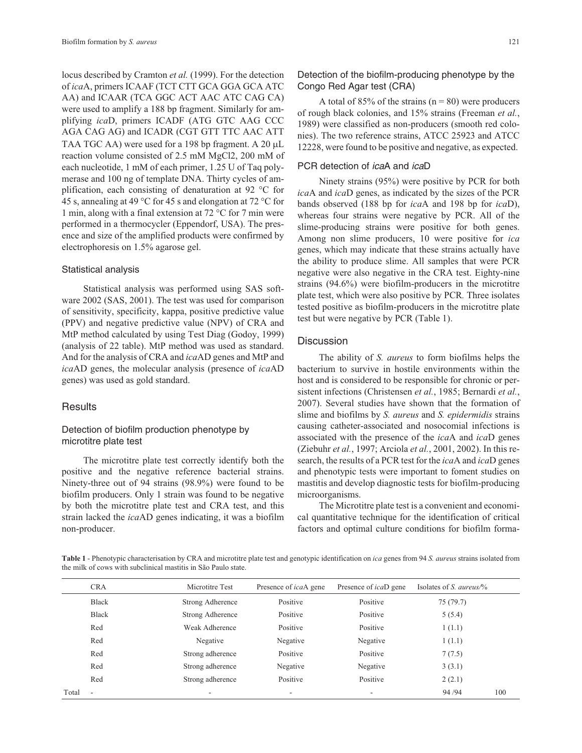locus described by Cramton *et al.* (1999). For the detection of *ica*A, primers ICAAF (TCT CTT GCA GGA GCA ATC AA) and ICAAR (TCA GGC ACT AAC ATC CAG CA) were used to amplify a 188 bp fragment. Similarly for amplifying *ica*D, primers ICADF (ATG GTC AAG CCC AGA CAG AG) and ICADR (CGT GTT TTC AAC ATT TAA TGC AA) were used for a 198 bp fragment. A 20 μL reaction volume consisted of 2.5 mM MgCl2, 200 mM of each nucleotide, 1 mM of each primer, 1.25 U of Taq polymerase and 100 ng of template DNA. Thirty cycles of amplification, each consisting of denaturation at 92 °C for 45 s, annealing at 49 °C for 45 s and elongation at 72 °C for 1 min, along with a final extension at 72 °C for 7 min were performed in a thermocycler (Eppendorf, USA). The presence and size of the amplified products were confirmed by electrophoresis on 1.5% agarose gel.

### Statistical analysis

Statistical analysis was performed using SAS software 2002 (SAS, 2001). The test was used for comparison of sensitivity, specificity, kappa, positive predictive value (PPV) and negative predictive value (NPV) of CRA and MtP method calculated by using Test Diag (Godoy, 1999) (analysis of 22 table). MtP method was used as standard. And for the analysis of CRA and *ica*AD genes and MtP and *ica*AD genes, the molecular analysis (presence of *ica*AD genes) was used as gold standard.

## Results

### Detection of biofilm production phenotype by microtitre plate test

The microtitre plate test correctly identify both the positive and the negative reference bacterial strains. Ninety-three out of 94 strains (98.9%) were found to be biofilm producers. Only 1 strain was found to be negative by both the microtitre plate test and CRA test, and this strain lacked the *ica*AD genes indicating, it was a biofilm non-producer.

### Detection of the biofilm-producing phenotype by the Congo Red Agar test (CRA)

A total of 85% of the strains (n = 80) were producers of rough black colonies, and 15% strains (Freeman *et al.*, 1989) were classified as non-producers (smooth red colonies). The two reference strains, ATCC 25923 and ATCC 12228, were found to be positive and negative, as expected.

### PCR detection of *ica*A and *ica*D

Ninety strains (95%) were positive by PCR for both *ica*A and *ica*D genes, as indicated by the sizes of the PCR bands observed (188 bp for *ica*A and 198 bp for *ica*D), whereas four strains were negative by PCR. All of the slime-producing strains were positive for both genes. Among non slime producers, 10 were positive for *ica* genes, which may indicate that these strains actually have the ability to produce slime. All samples that were PCR negative were also negative in the CRA test. Eighty-nine strains (94.6%) were biofilm-producers in the microtitre plate test, which were also positive by PCR. Three isolates tested positive as biofilm-producers in the microtitre plate test but were negative by PCR (Table 1).

## Discussion

The ability of *S. aureus* to form biofilms helps the bacterium to survive in hostile environments within the host and is considered to be responsible for chronic or persistent infections (Christensen *et al.*, 1985; Bernardi *et al.*, 2007). Several studies have shown that the formation of slime and biofilms by *S. aureus* and *S. epidermidis* strains causing catheter-associated and nosocomial infections is associated with the presence of the *ica*A and *ica*D genes (Ziebuhr *et al.*, 1997; Arciola *et al.*, 2001, 2002). In this research, the results of a PCR test for the *ica*A and *ica*D genes and phenotypic tests were important to foment studies on mastitis and develop diagnostic tests for biofilm-producing microorganisms.

The Microtitre plate test is a convenient and economical quantitative technique for the identification of critical factors and optimal culture conditions for biofilm forma-

**Table 1** - Phenotypic characterisation by CRA and microtitre plate test and genotypic identification on *ica* genes from 94 *S. aureus* strains isolated from the milk of cows with subclinical mastitis in São Paulo state.

| | CRA | Microtitre Test | Presence of *ica*A gene | Presence of *ica*D gene | Isolates of *S. aureus*/% | |
|---|---|---|---|---|---|---|
| | Black | Strong Adherence | Positive | Positive | 75 (79.7) | |
| | Black | Strong Adherence | Positive | Positive | 5 (5.4) | |
| | Red | Weak Adherence | Positive | Positive | 1 (1.1) | |
| | Red | Negative | Negative | Negative | 1 (1.1) | |
| | Red | Strong adherence | Positive | Positive | 7 (7.5) | |
| | Red | Strong adherence | Negative | Negative | 3 (3.1) | |
| | Red | Strong adherence | Positive | Positive | 2 (2.1) | |
| Total | - | - | - | - | 94 /94 | 100 |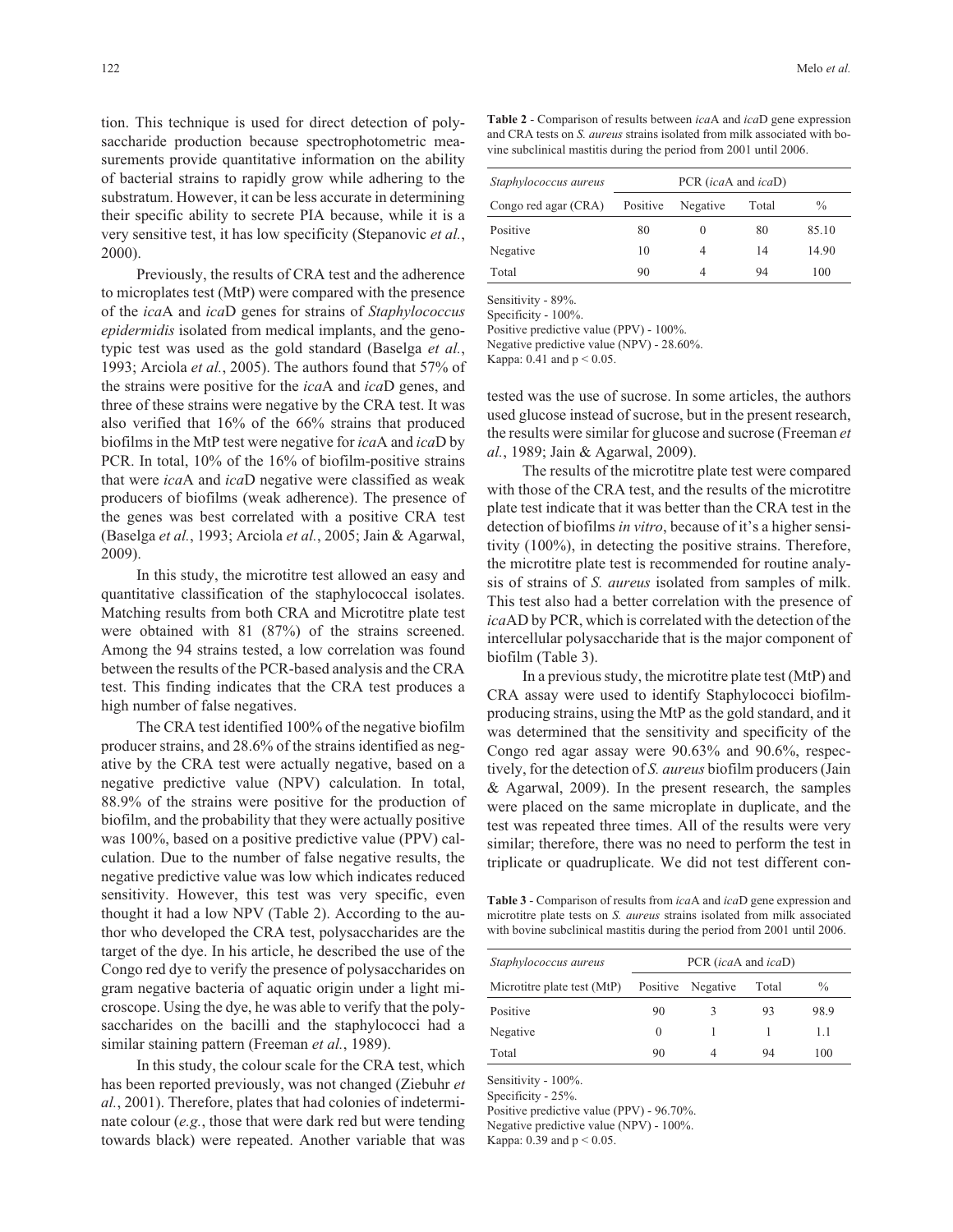tion. This technique is used for direct detection of polysaccharide production because spectrophotometric measurements provide quantitative information on the ability of bacterial strains to rapidly grow while adhering to the substratum. However, it can be less accurate in determining their specific ability to secrete PIA because, while it is a very sensitive test, it has low specificity (Stepanovic *et al.*, 2000).

Previously, the results of CRA test and the adherence to microplates test (MtP) were compared with the presence of the *ica*A and *ica*D genes for strains of *Staphylococcus epidermidis* isolated from medical implants, and the genotypic test was used as the gold standard (Baselga *et al.*, 1993; Arciola *et al.*, 2005). The authors found that 57% of the strains were positive for the *ica*A and *ica*D genes, and three of these strains were negative by the CRA test. It was also verified that 16% of the 66% strains that produced biofilms in the MtP test were negative for *ica*A and *ica*D by PCR. In total, 10% of the 16% of biofilm-positive strains that were *ica*A and *ica*D negative were classified as weak producers of biofilms (weak adherence). The presence of the genes was best correlated with a positive CRA test (Baselga *et al.*, 1993; Arciola *et al.*, 2005; Jain & Agarwal, 2009).

In this study, the microtitre test allowed an easy and quantitative classification of the staphylococcal isolates. Matching results from both CRA and Microtitre plate test were obtained with 81 (87%) of the strains screened. Among the 94 strains tested, a low correlation was found between the results of the PCR-based analysis and the CRA test. This finding indicates that the CRA test produces a high number of false negatives.

The CRA test identified 100% of the negative biofilm producer strains, and 28.6% of the strains identified as negative by the CRA test were actually negative, based on a negative predictive value (NPV) calculation. In total, 88.9% of the strains were positive for the production of biofilm, and the probability that they were actually positive was 100%, based on a positive predictive value (PPV) calculation. Due to the number of false negative results, the negative predictive value was low which indicates reduced sensitivity. However, this test was very specific, even thought it had a low NPV (Table 2). According to the author who developed the CRA test, polysaccharides are the target of the dye. In his article, he described the use of the Congo red dye to verify the presence of polysaccharides on gram negative bacteria of aquatic origin under a light microscope. Using the dye, he was able to verify that the polysaccharides on the bacilli and the staphylococci had a similar staining pattern (Freeman *et al.*, 1989).

In this study, the colour scale for the CRA test, which has been reported previously, was not changed (Ziebuhr *et al.*, 2001). Therefore, plates that had colonies of indeterminate colour (*e.g.*, those that were dark red but were tending towards black) were repeated. Another variable that was

**Table 2** - Comparison of results between *ica*A and *ica*D gene expression and CRA tests on *S. aureus* strains isolated from milk associated with bovine subclinical mastitis during the period from 2001 until 2006.

| *Staphylococcus aureus* | PCR (*ica*A and *ica*D) | | | |
|---|---|---|---|---|
| Congo red agar (CRA) | Positive | Negative | Total | % |
| Positive | 80 | 0 | 80 | 85.10 |
| Negative | 10 | 4 | 14 | 14.90 |
| Total | 90 | 4 | 94 | 100 |

Sensitivity - 89%.
Specificity - 100%.
Positive predictive value (PPV) - 100%.
Negative predictive value (NPV) - 28.60%.
Kappa: 0.41 and $p < 0.05$.

tested was the use of sucrose. In some articles, the authors used glucose instead of sucrose, but in the present research, the results were similar for glucose and sucrose (Freeman *et al.*, 1989; Jain & Agarwal, 2009).

The results of the microtitre plate test were compared with those of the CRA test, and the results of the microtitre plate test indicate that it was better than the CRA test in the detection of biofilms *in vitro*, because of it's a higher sensitivity (100%), in detecting the positive strains. Therefore, the microtitre plate test is recommended for routine analysis of strains of *S. aureus* isolated from samples of milk. This test also had a better correlation with the presence of *ica*AD by PCR, which is correlated with the detection of the intercellular polysaccharide that is the major component of biofilm (Table 3).

In a previous study, the microtitre plate test (MtP) and CRA assay were used to identify Staphylococci biofilm-producing strains, using the MtP as the gold standard, and it was determined that the sensitivity and specificity of the Congo red agar assay were 90.63% and 90.6%, respectively, for the detection of *S. aureus* biofilm producers (Jain & Agarwal, 2009). In the present research, the samples were placed on the same microplate in duplicate, and the test was repeated three times. All of the results were very similar; therefore, there was no need to perform the test in triplicate or quadruplicate. We did not test different con-

**Table 3** - Comparison of results from *ica*A and *ica*D gene expression and microtitre plate tests on *S. aureus* strains isolated from milk associated with bovine subclinical mastitis during the period from 2001 until 2006.

| *Staphylococcus aureus* | PCR (*ica*A and *ica*D) | | | |
|---|---|---|---|---|
| Microtitre plate test (MtP) | Positive | Negative | Total | % |
| Positive | 90 | 3 | 93 | 98.9 |
| Negative | 0 | 1 | 1 | 1.1 |
| Total | 90 | 4 | 94 | 100 |

Sensitivity - 100%.
Specificity - 25%.
Positive predictive value (PPV) - 96.70%.
Negative predictive value (NPV) - 100%.
Kappa: 0.39 and $p < 0.05$.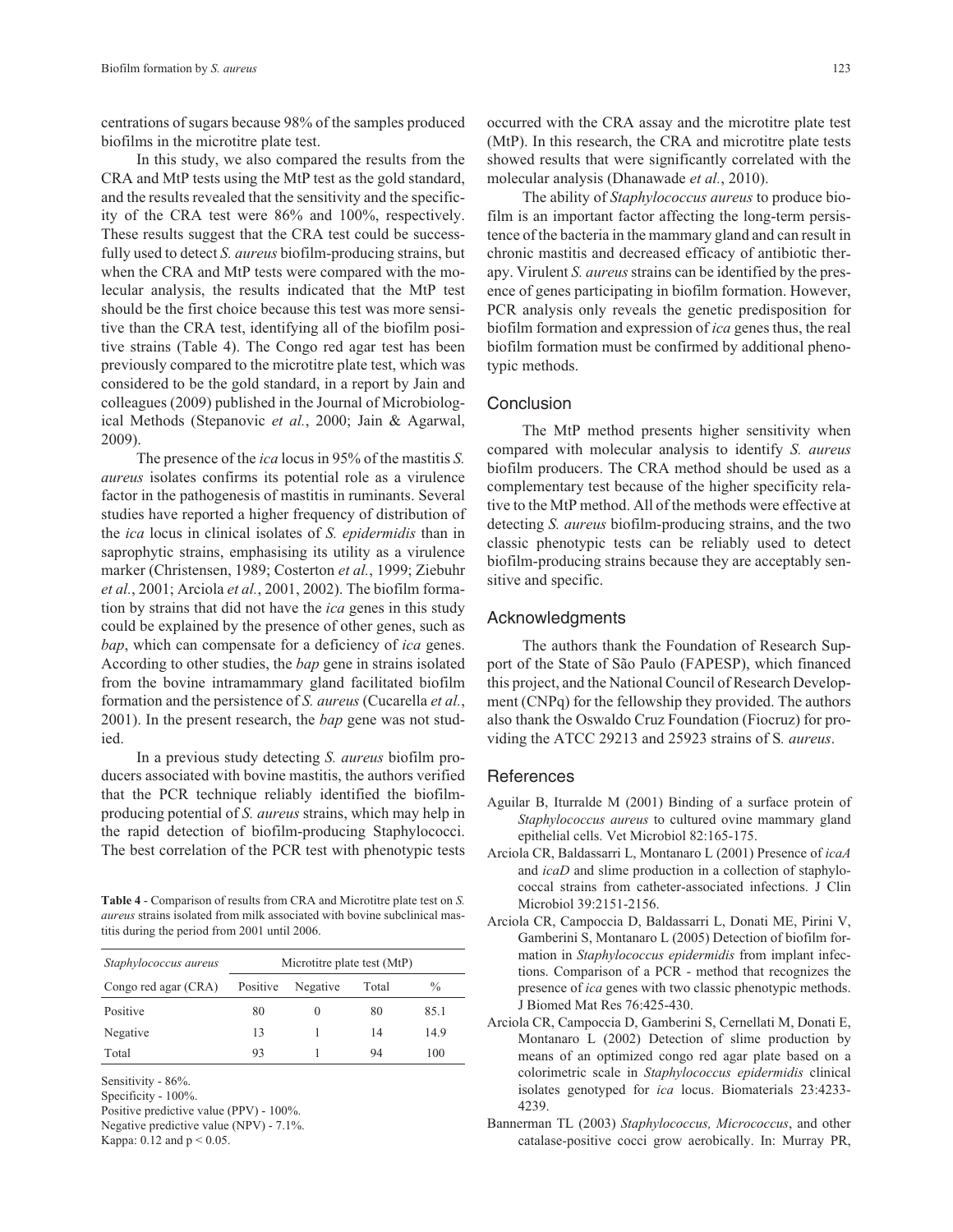centrations of sugars because 98% of the samples produced biofilms in the microtitre plate test.

In this study, we also compared the results from the CRA and MtP tests using the MtP test as the gold standard, and the results revealed that the sensitivity and the specificity of the CRA test were 86% and 100%, respectively. These results suggest that the CRA test could be successfully used to detect *S. aureus* biofilm-producing strains, but when the CRA and MtP tests were compared with the molecular analysis, the results indicated that the MtP test should be the first choice because this test was more sensitive than the CRA test, identifying all of the biofilm positive strains (Table 4). The Congo red agar test has been previously compared to the microtitre plate test, which was considered to be the gold standard, in a report by Jain and colleagues (2009) published in the Journal of Microbiological Methods (Stepanovic *et al.*, 2000; Jain & Agarwal, 2009).

The presence of the *ica* locus in 95% of the mastitis *S. aureus* isolates confirms its potential role as a virulence factor in the pathogenesis of mastitis in ruminants. Several studies have reported a higher frequency of distribution of the *ica* locus in clinical isolates of *S. epidermidis* than in saprophytic strains, emphasising its utility as a virulence marker (Christensen, 1989; Costerton *et al.*, 1999; Ziebuhr *et al.*, 2001; Arciola *et al.*, 2001, 2002). The biofilm formation by strains that did not have the *ica* genes in this study could be explained by the presence of other genes, such as *bap*, which can compensate for a deficiency of *ica* genes. According to other studies, the *bap* gene in strains isolated from the bovine intramammary gland facilitated biofilm formation and the persistence of *S. aureus* (Cucarella *et al.*, 2001). In the present research, the *bap* gene was not studied.

In a previous study detecting *S. aureus* biofilm producers associated with bovine mastitis, the authors verified that the PCR technique reliably identified the biofilm-producing potential of *S. aureus* strains, which may help in the rapid detection of biofilm-producing Staphylococci. The best correlation of the PCR test with phenotypic tests occurred with the CRA assay and the microtitre plate test (MtP). In this research, the CRA and microtitre plate tests showed results that were significantly correlated with the molecular analysis (Dhanawade *et al.*, 2010).

The ability of *Staphylococcus aureus* to produce biofilm is an important factor affecting the long-term persistence of the bacteria in the mammary gland and can result in chronic mastitis and decreased efficacy of antibiotic therapy. Virulent *S. aureus* strains can be identified by the presence of genes participating in biofilm formation. However, PCR analysis only reveals the genetic predisposition for biofilm formation and expression of *ica* genes thus, the real biofilm formation must be confirmed by additional phenotypic methods.

**Table 4** - Comparison of results from CRA and Microtitre plate test on *S. aureus* strains isolated from milk associated with bovine subclinical mastitis during the period from 2001 until 2006.

| *Staphylococcus aureus* | Microtitre plate test (MtP) | | | |
|---|---|---|---|---|
| Congo red agar (CRA) | Positive | Negative | Total | % |
| Positive | 80 | 0 | 80 | 85.1 |
| Negative | 13 | 1 | 14 | 14.9 |
| Total | 93 | 1 | 94 | 100 |

Sensitivity - 86%.
Specificity - 100%.
Positive predictive value (PPV) - 100%.
Negative predictive value (NPV) - 7.1%.
Kappa: 0.12 and $p < 0.05$.

## Conclusion

The MtP method presents higher sensitivity when compared with molecular analysis to identify *S. aureus* biofilm producers. The CRA method should be used as a complementary test because of the higher specificity relative to the MtP method. All of the methods were effective at detecting *S. aureus* biofilm-producing strains, and the two classic phenotypic tests can be reliably used to detect biofilm-producing strains because they are acceptably sensitive and specific.

## Acknowledgments

The authors thank the Foundation of Research Support of the State of São Paulo (FAPESP), which financed this project, and the National Council of Research Development (CNPq) for the fellowship they provided. The authors also thank the Oswaldo Cruz Foundation (Fiocruz) for providing the ATCC 29213 and 25923 strains of S. *aureus*.

## References

Aguilar B, Iturralde M (2001) Binding of a surface protein of *Staphylococcus aureus* to cultured ovine mammary gland epithelial cells. Vet Microbiol 82:165-175.

Arciola CR, Baldassarri L, Montanaro L (2001) Presence of *icaA* and *icaD* and slime production in a collection of staphylococcal strains from catheter-associated infections. J Clin Microbiol 39:2151-2156.

Arciola CR, Campoccia D, Baldassarri L, Donati ME, Pirini V, Gamberini S, Montanaro L (2005) Detection of biofilm formation in *Staphylococcus epidermidis* from implant infections. Comparison of a PCR - method that recognizes the presence of *ica* genes with two classic phenotypic methods. J Biomed Mat Res 76:425-430.

Arciola CR, Campoccia D, Gamberini S, Cernellati M, Donati E, Montanaro L (2002) Detection of slime production by means of an optimized congo red agar plate based on a colorimetric scale in *Staphylococcus epidermidis* clinical isolates genotyped for *ica* locus. Biomaterials 23:4233-4239.

Bannerman TL (2003) *Staphylococcus, Micrococcus*, and other catalase-positive cocci grow aerobically. In: Murray PR,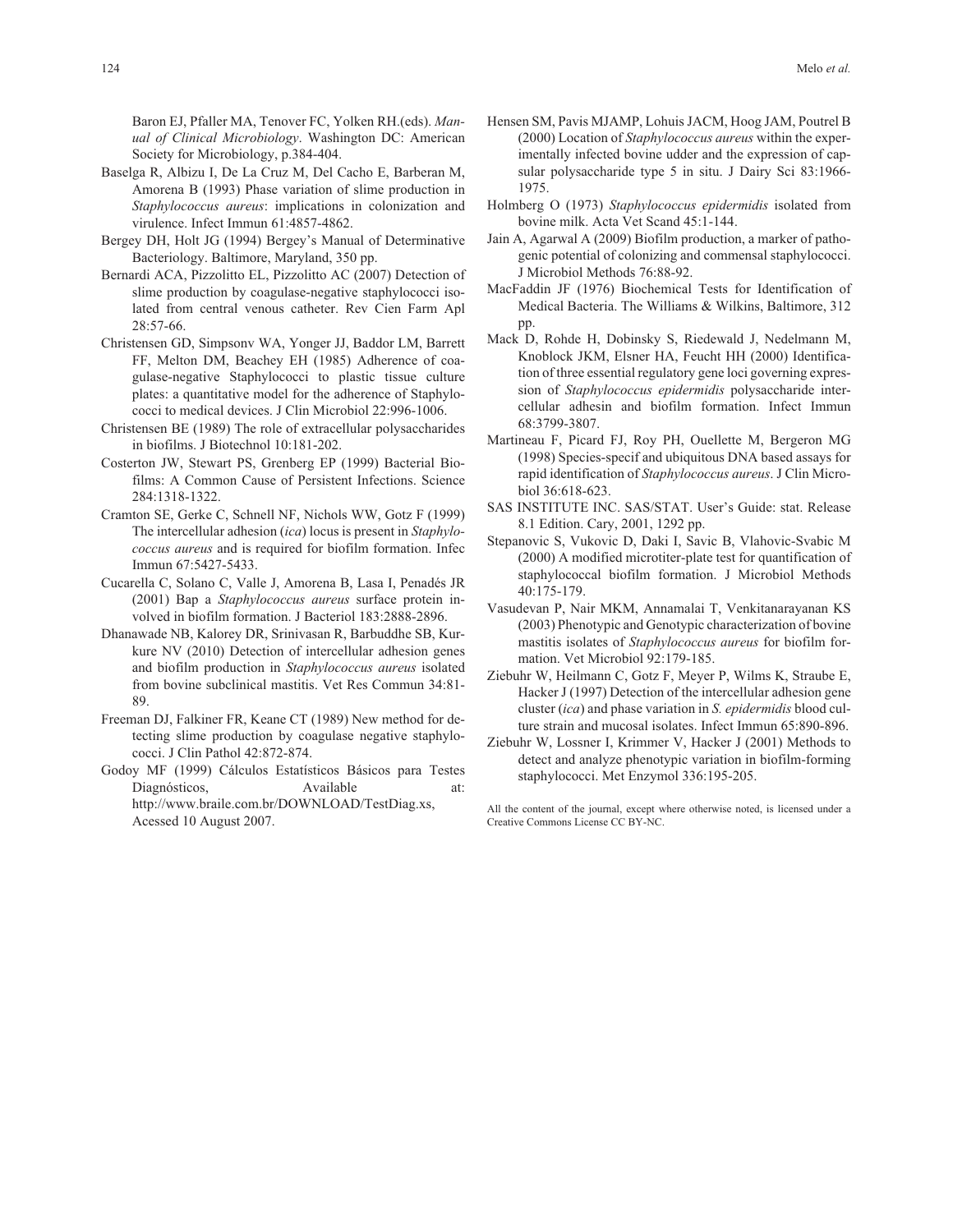Baron EJ, Pfaller MA, Tenover FC, Yolken RH.(eds). *Manual of Clinical Microbiology*. Washington DC: American Society for Microbiology, p.384-404.

Baselga R, Albizu I, De La Cruz M, Del Cacho E, Barberan M, Amorena B (1993) Phase variation of slime production in *Staphylococcus aureus*: implications in colonization and virulence. Infect Immun 61:4857-4862.

Bergey DH, Holt JG (1994) Bergey's Manual of Determinative Bacteriology. Baltimore, Maryland, 350 pp.

Bernardi ACA, Pizzolitto EL, Pizzolitto AC (2007) Detection of slime production by coagulase-negative staphylococci isolated from central venous catheter. Rev Cien Farm Apl 28:57-66.

Christensen GD, Simpsonv WA, Yonger JJ, Baddor LM, Barrett FF, Melton DM, Beachey EH (1985) Adherence of coagulase-negative Staphylococci to plastic tissue culture plates: a quantitative model for the adherence of Staphylococci to medical devices. J Clin Microbiol 22:996-1006.

Christensen BE (1989) The role of extracellular polysaccharides in biofilms. J Biotechnol 10:181-202.

Costerton JW, Stewart PS, Grenberg EP (1999) Bacterial Biofilms: A Common Cause of Persistent Infections. Science 284:1318-1322.

Cramton SE, Gerke C, Schnell NF, Nichols WW, Gotz F (1999) The intercellular adhesion (*ica*) locus is present in *Staphylococcus aureus* and is required for biofilm formation. Infec Immun 67:5427-5433.

Cucarella C, Solano C, Valle J, Amorena B, Lasa I, Penadés JR (2001) Bap a *Staphylococcus aureus* surface protein involved in biofilm formation. J Bacteriol 183:2888-2896.

Dhanawade NB, Kalorey DR, Srinivasan R, Barbuddhe SB, Kurkure NV (2010) Detection of intercellular adhesion genes and biofilm production in *Staphylococcus aureus* isolated from bovine subclinical mastitis. Vet Res Commun 34:81-89.

Freeman DJ, Falkiner FR, Keane CT (1989) New method for detecting slime production by coagulase negative staphylococci. J Clin Pathol 42:872-874.

Godoy MF (1999) Cálculos Estatísticos Básicos para Testes Diagnósticos, Available at: http://www.braile.com.br/DOWNLOAD/TestDiag.xs, Acessed 10 August 2007.

Hensen SM, Pavis MJAMP, Lohuis JACM, Hoog JAM, Poutrel B (2000) Location of *Staphylococcus aureus* within the experimentally infected bovine udder and the expression of capsular polysaccharide type 5 in situ. J Dairy Sci 83:1966-1975.

Holmberg O (1973) *Staphylococcus epidermidis* isolated from bovine milk. Acta Vet Scand 45:1-144.

Jain A, Agarwal A (2009) Biofilm production, a marker of pathogenic potential of colonizing and commensal staphylococci. J Microbiol Methods 76:88-92.

MacFaddin JF (1976) Biochemical Tests for Identification of Medical Bacteria. The Williams & Wilkins, Baltimore, 312 pp.

Mack D, Rohde H, Dobinsky S, Riedewald J, Nedelmann M, Knoblock JKM, Elsner HA, Feucht HH (2000) Identification of three essential regulatory gene loci governing expression of *Staphylococcus epidermidis* polysaccharide intercellular adhesin and biofilm formation. Infect Immun 68:3799-3807.

Martineau F, Picard FJ, Roy PH, Ouellette M, Bergeron MG (1998) Species-specif and ubiquitous DNA based assays for rapid identification of *Staphylococcus aureus*. J Clin Microbiol 36:618-623.

SAS INSTITUTE INC. SAS/STAT. User's Guide: stat. Release 8.1 Edition. Cary, 2001, 1292 pp.

Stepanovic S, Vukovic D, Daki I, Savic B, Vlahovic-Svabic M (2000) A modified microtiter-plate test for quantification of staphylococcal biofilm formation. J Microbiol Methods 40:175-179.

Vasudevan P, Nair MKM, Annamalai T, Venkitanarayanan KS (2003) Phenotypic and Genotypic characterization of bovine mastitis isolates of *Staphylococcus aureus* for biofilm formation. Vet Microbiol 92:179-185.

Ziebuhr W, Heilmann C, Gotz F, Meyer P, Wilms K, Straube E, Hacker J (1997) Detection of the intercellular adhesion gene cluster (*ica*) and phase variation in *S. epidermidis* blood culture strain and mucosal isolates. Infect Immun 65:890-896.

Ziebuhr W, Lossner I, Krimmer V, Hacker J (2001) Methods to detect and analyze phenotypic variation in biofilm-forming staphylococci. Met Enzymol 336:195-205.

All the content of the journal, except where otherwise noted, is licensed under a Creative Commons License CC BY-NC.